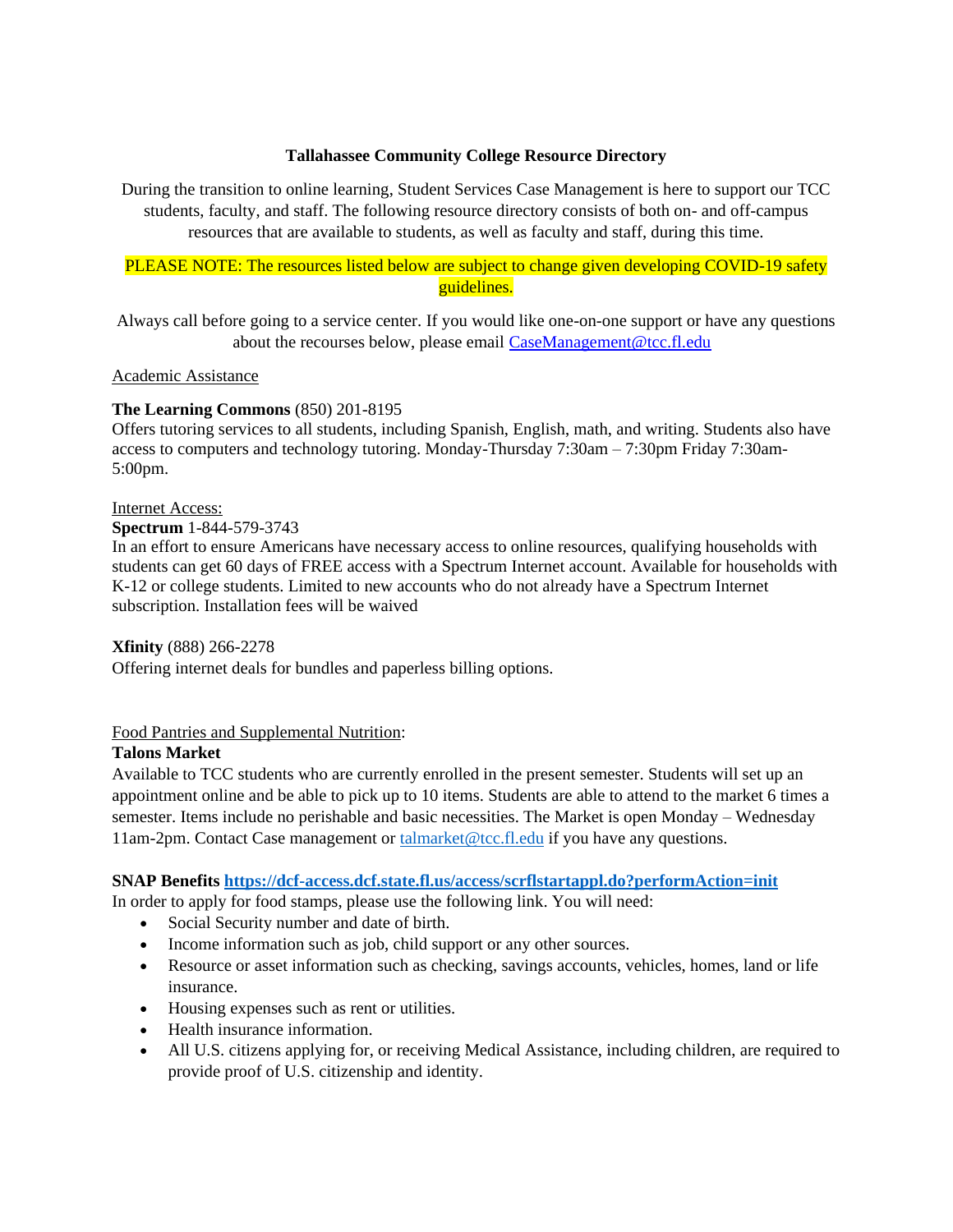**Tallahassee Community College Resource Directory**

During the transition to online learning, Student Services Case Management is here to support our TCC students, faculty, and staff. The following resource directory consists of both on- and off-campus resources that are available to students, as well as faculty and staff, during this time.

PLEASE NOTE: The resources listed below are subject to change given developing COVID-19 safety guidelines.

Always call before going to a service center. If you would like one-on-one support or have any questions about the recourses below, please email [CaseManagement@tcc.fl.edu](mailto:CaseManagement@tcc.fl.edu)

Academic Assistance

**The Learning Commons** (850) 201-8195
Offers tutoring services to all students, including Spanish, English, math, and writing. Students also have access to computers and technology tutoring. Monday-Thursday 7:30am – 7:30pm Friday 7:30am-5:00pm.

Internet Access:

**Spectrum** 1-844-579-3743
In an effort to ensure Americans have necessary access to online resources, qualifying households with students can get 60 days of FREE access with a Spectrum Internet account. Available for households with K-12 or college students. Limited to new accounts who do not already have a Spectrum Internet subscription. Installation fees will be waived

**Xfinity** (888) 266-2278
Offering internet deals for bundles and paperless billing options.

Food Pantries and Supplemental Nutrition:

**Talons Market**
Available to TCC students who are currently enrolled in the present semester. Students will set up an appointment online and be able to pick up to 10 items. Students are able to attend to the market 6 times a semester. Items include no perishable and basic necessities. The Market is open Monday – Wednesday 11am-2pm. Contact Case management or [talmarket@tcc.fl.edu](mailto:talmarket@tcc.fl.edu) if you have any questions.

**SNAP Benefits [https://dcf-access.dcf.state.fl.us/access/scrflstartappl.do?performAction=init](https://dcf-access.dcf.state.fl.us/access/scrflstartappl.do?performAction=init)**
In order to apply for food stamps, please use the following link. You will need:

- Social Security number and date of birth.
- Income information such as job, child support or any other sources.
- Resource or asset information such as checking, savings accounts, vehicles, homes, land or life insurance.
- Housing expenses such as rent or utilities.
- Health insurance information.
- All U.S. citizens applying for, or receiving Medical Assistance, including children, are required to provide proof of U.S. citizenship and identity.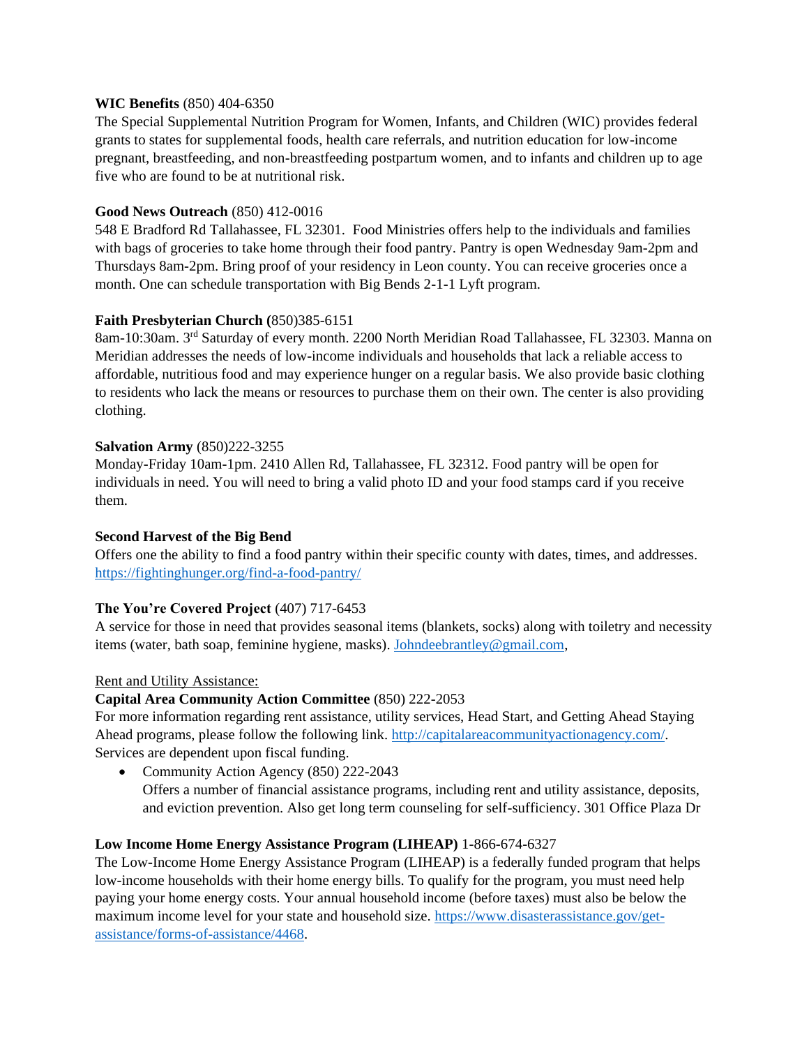**WIC Benefits** (850) 404-6350
The Special Supplemental Nutrition Program for Women, Infants, and Children (WIC) provides federal grants to states for supplemental foods, health care referrals, and nutrition education for low-income pregnant, breastfeeding, and non-breastfeeding postpartum women, and to infants and children up to age five who are found to be at nutritional risk.

**Good News Outreach** (850) 412-0016
548 E Bradford Rd Tallahassee, FL 32301. Food Ministries offers help to the individuals and families with bags of groceries to take home through their food pantry. Pantry is open Wednesday 9am-2pm and Thursdays 8am-2pm. Bring proof of your residency in Leon county. You can receive groceries once a month. One can schedule transportation with Big Bends 2-1-1 Lyft program.

**Faith Presbyterian Church (**850)385-6151
8am-10:30am. 3rd Saturday of every month. 2200 North Meridian Road Tallahassee, FL 32303. Manna on Meridian addresses the needs of low-income individuals and households that lack a reliable access to affordable, nutritious food and may experience hunger on a regular basis. We also provide basic clothing to residents who lack the means or resources to purchase them on their own. The center is also providing clothing.

**Salvation Army** (850)222-3255
Monday-Friday 10am-1pm. 2410 Allen Rd, Tallahassee, FL 32312. Food pantry will be open for individuals in need. You will need to bring a valid photo ID and your food stamps card if you receive them.

**Second Harvest of the Big Bend**
Offers one the ability to find a food pantry within their specific county with dates, times, and addresses. https://fightinghunger.org/find-a-food-pantry/

**The You're Covered Project** (407) 717-6453
A service for those in need that provides seasonal items (blankets, socks) along with toiletry and necessity items (water, bath soap, feminine hygiene, masks). Johndeebrantley@gmail.com,

Rent and Utility Assistance:

**Capital Area Community Action Committee** (850) 222-2053
For more information regarding rent assistance, utility services, Head Start, and Getting Ahead Staying Ahead programs, please follow the following link. http://capitalareacommunityactionagency.com/. Services are dependent upon fiscal funding.

- Community Action Agency (850) 222-2043
  Offers a number of financial assistance programs, including rent and utility assistance, deposits, and eviction prevention. Also get long term counseling for self-sufficiency. 301 Office Plaza Dr

**Low Income Home Energy Assistance Program (LIHEAP)** 1-866-674-6327
The Low-Income Home Energy Assistance Program (LIHEAP) is a federally funded program that helps low-income households with their home energy bills. To qualify for the program, you must need help paying your home energy costs. Your annual household income (before taxes) must also be below the maximum income level for your state and household size. https://www.disasterassistance.gov/get-assistance/forms-of-assistance/4468.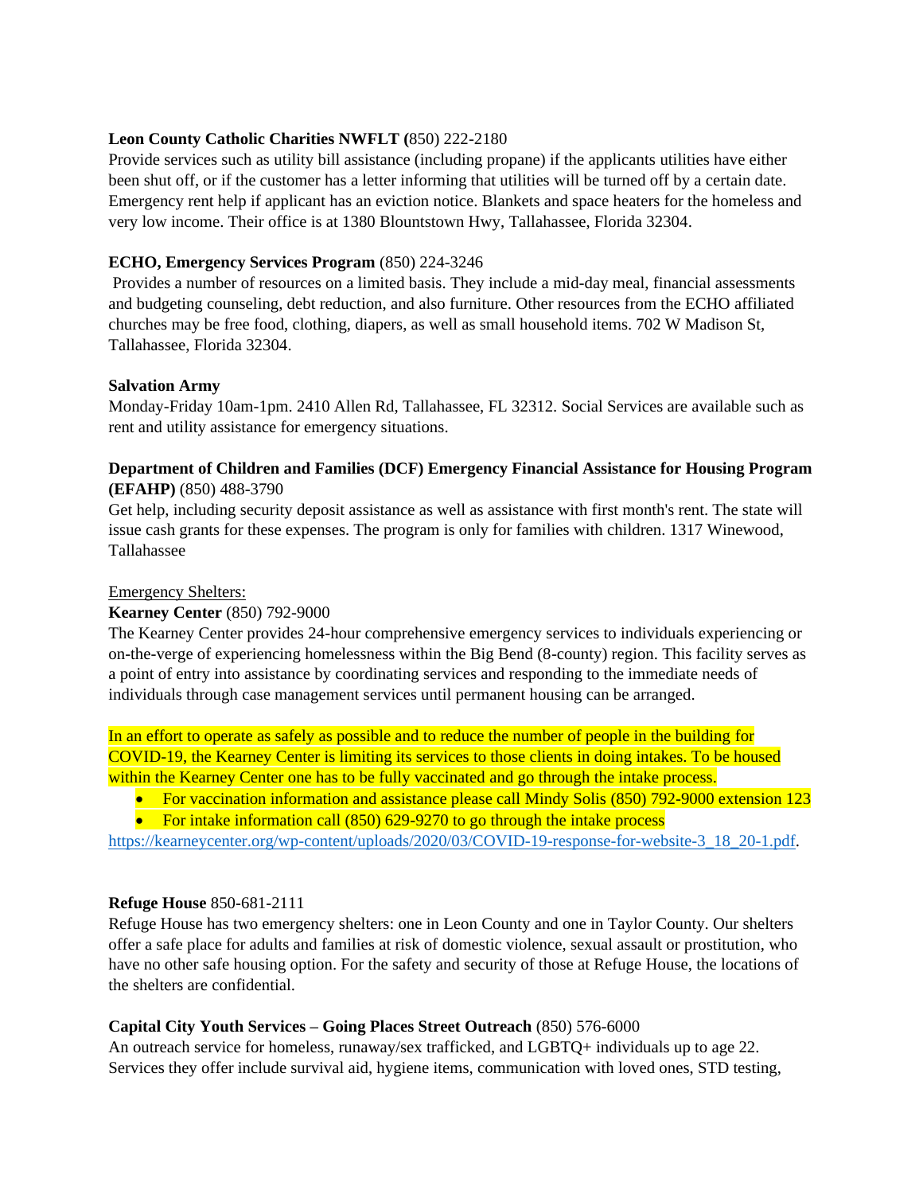**Leon County Catholic Charities NWFLT (**850) 222-2180
Provide services such as utility bill assistance (including propane) if the applicants utilities have either been shut off, or if the customer has a letter informing that utilities will be turned off by a certain date. Emergency rent help if applicant has an eviction notice. Blankets and space heaters for the homeless and very low income. Their office is at 1380 Blountstown Hwy, Tallahassee, Florida 32304.

**ECHO, Emergency Services Program** (850) 224-3246
Provides a number of resources on a limited basis. They include a mid-day meal, financial assessments and budgeting counseling, debt reduction, and also furniture. Other resources from the ECHO affiliated churches may be free food, clothing, diapers, as well as small household items. 702 W Madison St, Tallahassee, Florida 32304.

**Salvation Army**
Monday-Friday 10am-1pm. 2410 Allen Rd, Tallahassee, FL 32312. Social Services are available such as rent and utility assistance for emergency situations.

**Department of Children and Families (DCF) Emergency Financial Assistance for Housing Program (EFAHP)** (850) 488-3790
Get help, including security deposit assistance as well as assistance with first month's rent. The state will issue cash grants for these expenses. The program is only for families with children. 1317 Winewood, Tallahassee

Emergency Shelters:

**Kearney Center** (850) 792-9000
The Kearney Center provides 24-hour comprehensive emergency services to individuals experiencing or on-the-verge of experiencing homelessness within the Big Bend (8-county) region. This facility serves as a point of entry into assistance by coordinating services and responding to the immediate needs of individuals through case management services until permanent housing can be arranged.

In an effort to operate as safely as possible and to reduce the number of people in the building for COVID-19, the Kearney Center is limiting its services to those clients in doing intakes. To be housed within the Kearney Center one has to be fully vaccinated and go through the intake process.

- For vaccination information and assistance please call Mindy Solis (850) 792-9000 extension 123
- For intake information call (850) 629-9270 to go through the intake process

https://kearneycenter.org/wp-content/uploads/2020/03/COVID-19-response-for-website-3_18_20-1.pdf.

**Refuge House** 850-681-2111
Refuge House has two emergency shelters: one in Leon County and one in Taylor County. Our shelters offer a safe place for adults and families at risk of domestic violence, sexual assault or prostitution, who have no other safe housing option. For the safety and security of those at Refuge House, the locations of the shelters are confidential.

**Capital City Youth Services – Going Places Street Outreach** (850) 576-6000
An outreach service for homeless, runaway/sex trafficked, and LGBTQ+ individuals up to age 22. Services they offer include survival aid, hygiene items, communication with loved ones, STD testing,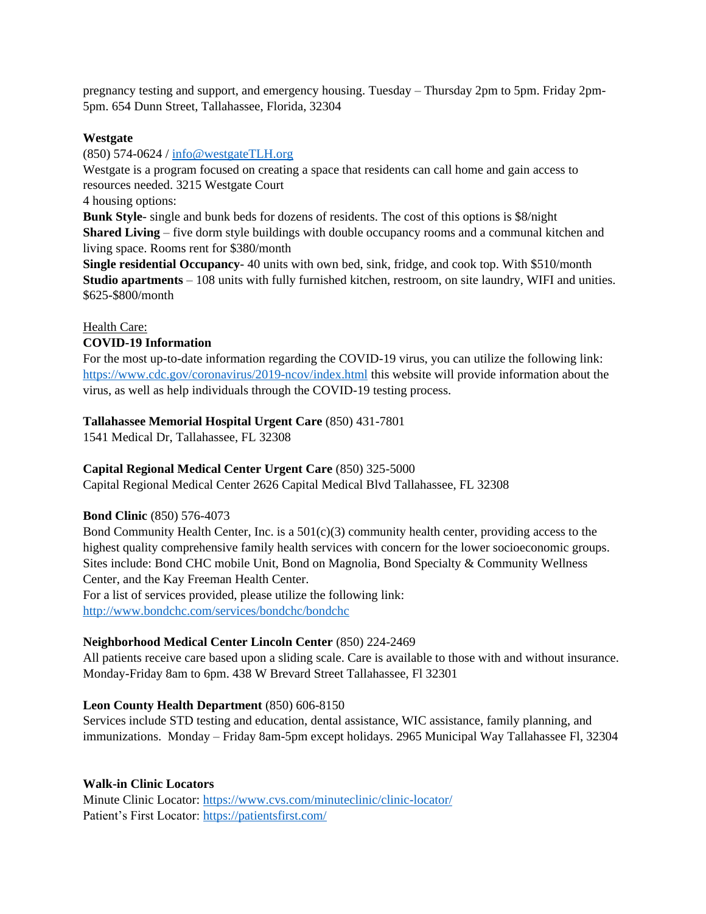pregnancy testing and support, and emergency housing. Tuesday – Thursday 2pm to 5pm. Friday 2pm-5pm. 654 Dunn Street, Tallahassee, Florida, 32304

**Westgate**
(850) 574-0624 / [info@westgateTLH.org](mailto:info@westgateTLH.org)
Westgate is a program focused on creating a space that residents can call home and gain access to resources needed. 3215 Westgate Court
4 housing options:
**Bunk Style**- single and bunk beds for dozens of residents. The cost of this options is $8/night
**Shared Living** – five dorm style buildings with double occupancy rooms and a communal kitchen and living space. Rooms rent for $380/month
**Single residential Occupancy**- 40 units with own bed, sink, fridge, and cook top. With $510/month
**Studio apartments** – 108 units with fully furnished kitchen, restroom, on site laundry, WIFI and unities. $625-$800/month

Health Care:
**COVID-19 Information**
For the most up-to-date information regarding the COVID-19 virus, you can utilize the following link: [https://www.cdc.gov/coronavirus/2019-ncov/index.html](https://www.cdc.gov/coronavirus/2019-ncov/index.html) this website will provide information about the virus, as well as help individuals through the COVID-19 testing process.

**Tallahassee Memorial Hospital Urgent Care** (850) 431-7801
1541 Medical Dr, Tallahassee, FL 32308

**Capital Regional Medical Center Urgent Care** (850) 325-5000
Capital Regional Medical Center 2626 Capital Medical Blvd Tallahassee, FL 32308

**Bond Clinic** (850) 576-4073
Bond Community Health Center, Inc. is a 501(c)(3) community health center, providing access to the highest quality comprehensive family health services with concern for the lower socioeconomic groups. Sites include: Bond CHC mobile Unit, Bond on Magnolia, Bond Specialty & Community Wellness Center, and the Kay Freeman Health Center.
For a list of services provided, please utilize the following link:
[http://www.bondchc.com/services/bondchc/bondchc](http://www.bondchc.com/services/bondchc/bondchc)

**Neighborhood Medical Center Lincoln Center** (850) 224-2469
All patients receive care based upon a sliding scale. Care is available to those with and without insurance. Monday-Friday 8am to 6pm. 438 W Brevard Street Tallahassee, Fl 32301

**Leon County Health Department** (850) 606-8150
Services include STD testing and education, dental assistance, WIC assistance, family planning, and immunizations. Monday – Friday 8am-5pm except holidays. 2965 Municipal Way Tallahassee Fl, 32304

**Walk-in Clinic Locators**
Minute Clinic Locator: [https://www.cvs.com/minuteclinic/clinic-locator/](https://www.cvs.com/minuteclinic/clinic-locator/)
Patient's First Locator: [https://patientsfirst.com/](https://patientsfirst.com/)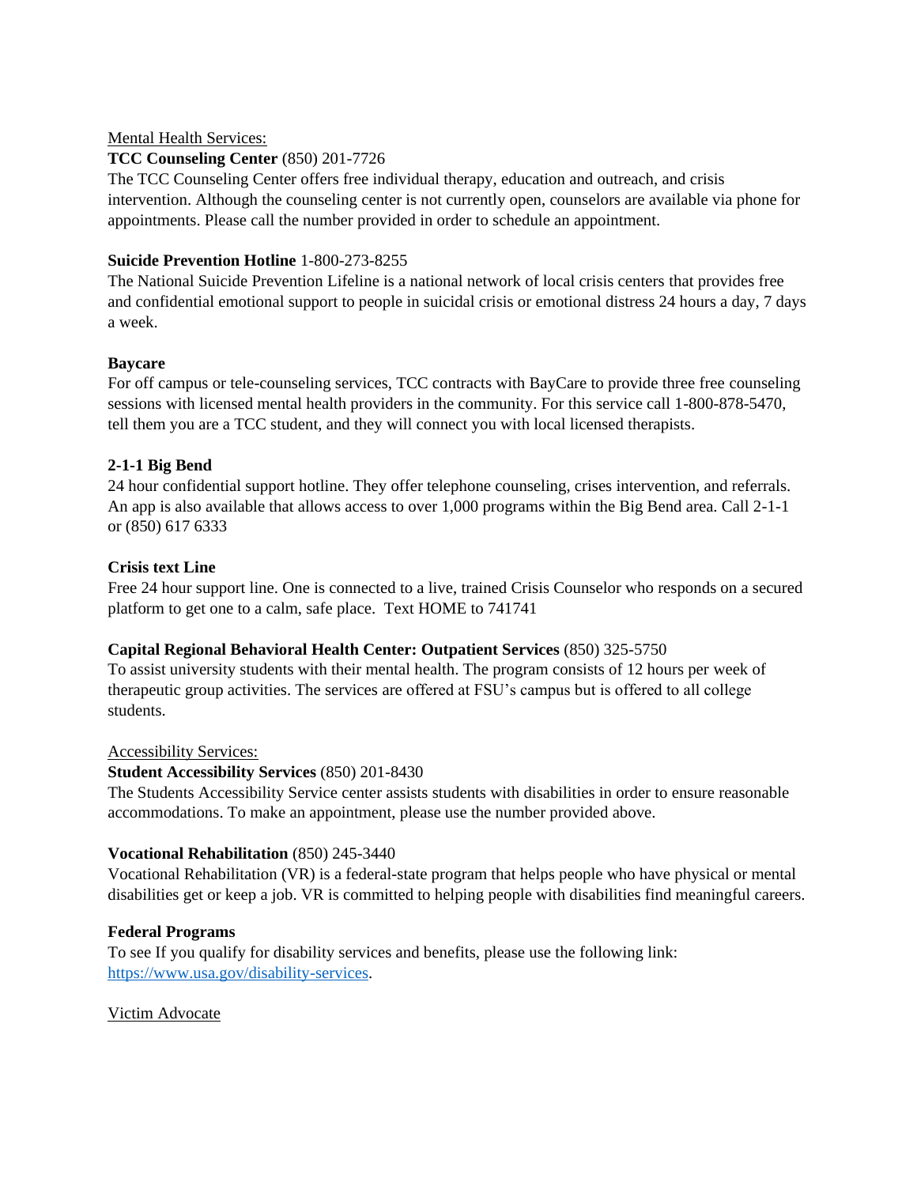Mental Health Services:

**TCC Counseling Center** (850) 201-7726
The TCC Counseling Center offers free individual therapy, education and outreach, and crisis intervention. Although the counseling center is not currently open, counselors are available via phone for appointments. Please call the number provided in order to schedule an appointment.

**Suicide Prevention Hotline** 1-800-273-8255
The National Suicide Prevention Lifeline is a national network of local crisis centers that provides free and confidential emotional support to people in suicidal crisis or emotional distress 24 hours a day, 7 days a week.

**Baycare**
For off campus or tele-counseling services, TCC contracts with BayCare to provide three free counseling sessions with licensed mental health providers in the community. For this service call 1-800-878-5470, tell them you are a TCC student, and they will connect you with local licensed therapists.

**2-1-1 Big Bend**
24 hour confidential support hotline. They offer telephone counseling, crises intervention, and referrals. An app is also available that allows access to over 1,000 programs within the Big Bend area. Call 2-1-1 or (850) 617 6333

**Crisis text Line**
Free 24 hour support line. One is connected to a live, trained Crisis Counselor who responds on a secured platform to get one to a calm, safe place. Text HOME to 741741

**Capital Regional Behavioral Health Center: Outpatient Services** (850) 325-5750
To assist university students with their mental health. The program consists of 12 hours per week of therapeutic group activities. The services are offered at FSU's campus but is offered to all college students.

Accessibility Services:

**Student Accessibility Services** (850) 201-8430
The Students Accessibility Service center assists students with disabilities in order to ensure reasonable accommodations. To make an appointment, please use the number provided above.

**Vocational Rehabilitation** (850) 245-3440
Vocational Rehabilitation (VR) is a federal-state program that helps people who have physical or mental disabilities get or keep a job. VR is committed to helping people with disabilities find meaningful careers.

**Federal Programs**
To see If you qualify for disability services and benefits, please use the following link: https://www.usa.gov/disability-services.

Victim Advocate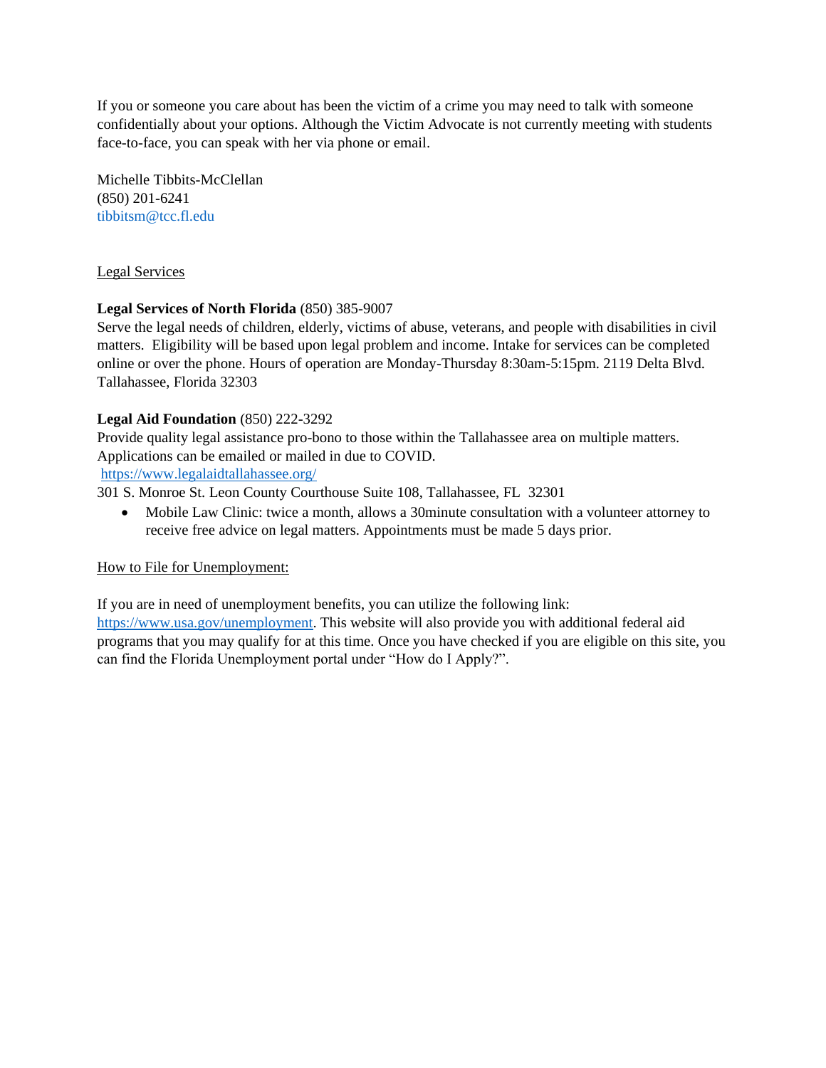If you or someone you care about has been the victim of a crime you may need to talk with someone confidentially about your options. Although the Victim Advocate is not currently meeting with students face-to-face, you can speak with her via phone or email.

Michelle Tibbits-McClellan
(850) 201-6241
tibbitsm@tcc.fl.edu

Legal Services

**Legal Services of North Florida** (850) 385-9007
Serve the legal needs of children, elderly, victims of abuse, veterans, and people with disabilities in civil matters. Eligibility will be based upon legal problem and income. Intake for services can be completed online or over the phone. Hours of operation are Monday-Thursday 8:30am-5:15pm. 2119 Delta Blvd. Tallahassee, Florida 32303

**Legal Aid Foundation** (850) 222-3292
Provide quality legal assistance pro-bono to those within the Tallahassee area on multiple matters. Applications can be emailed or mailed in due to COVID.
https://www.legalaidtallahassee.org/
301 S. Monroe St. Leon County Courthouse Suite 108, Tallahassee, FL 32301

- Mobile Law Clinic: twice a month, allows a 30minute consultation with a volunteer attorney to receive free advice on legal matters. Appointments must be made 5 days prior.

How to File for Unemployment:

If you are in need of unemployment benefits, you can utilize the following link: https://www.usa.gov/unemployment. This website will also provide you with additional federal aid programs that you may qualify for at this time. Once you have checked if you are eligible on this site, you can find the Florida Unemployment portal under "How do I Apply?".